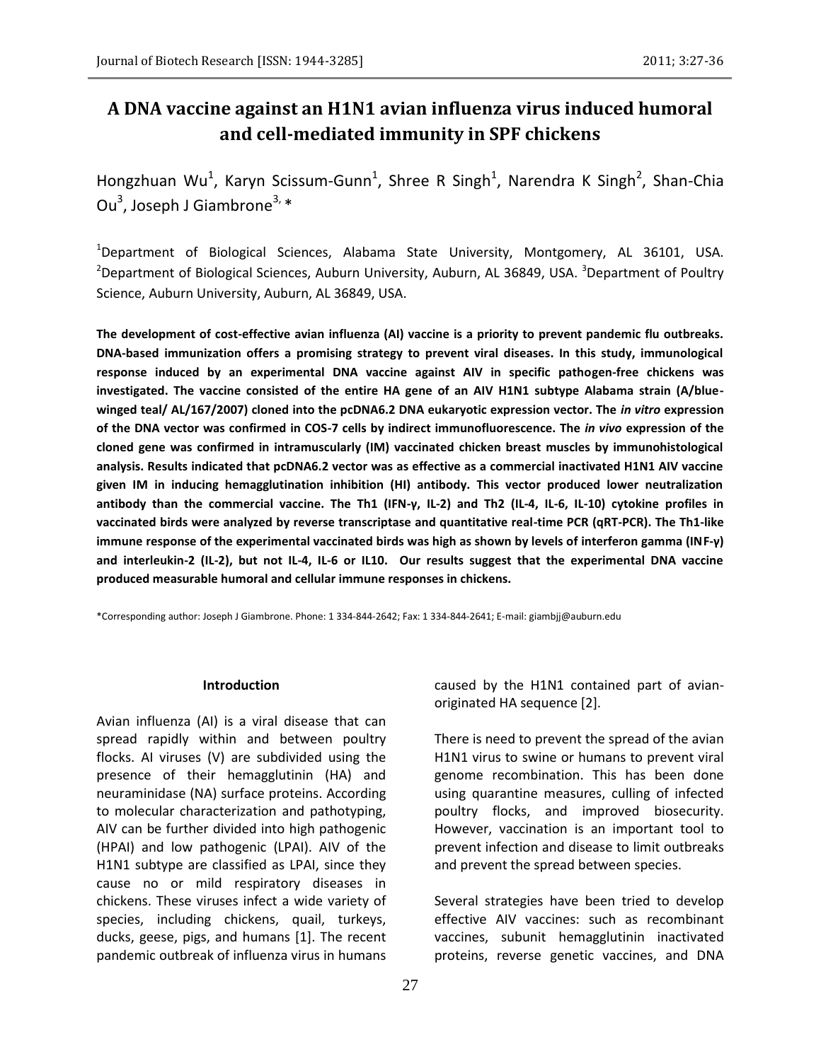# A DNA vaccine against an H1N1 avian influenza virus induced humoral and cell-mediated immunity in SPF chickens

Hongzhuan Wu[1], Karyn Scissum-Gunn[1], Shree R Singh[1], Narendra K Singh[2], Shan-Chia Ou[3], Joseph J Giambrone[3,*]

[1]Department of Biological Sciences, Alabama State University, Montgomery, AL 36101, USA. [2]Department of Biological Sciences, Auburn University, Auburn, AL 36849, USA. [3]Department of Poultry Science, Auburn University, Auburn, AL 36849, USA.

**The development of cost-effective avian influenza (AI) vaccine is a priority to prevent pandemic flu outbreaks. DNA-based immunization offers a promising strategy to prevent viral diseases. In this study, immunological response induced by an experimental DNA vaccine against AIV in specific pathogen-free chickens was investigated. The vaccine consisted of the entire HA gene of an AIV H1N1 subtype Alabama strain (A/blue-winged teal/ AL/167/2007) cloned into the pcDNA6.2 DNA eukaryotic expression vector. The *in vitro* expression of the DNA vector was confirmed in COS-7 cells by indirect immunofluorescence. The *in vivo* expression of the cloned gene was confirmed in intramuscularly (IM) vaccinated chicken breast muscles by immunohistological analysis. Results indicated that pcDNA6.2 vector was as effective as a commercial inactivated H1N1 AIV vaccine given IM in inducing hemagglutination inhibition (HI) antibody. This vector produced lower neutralization antibody than the commercial vaccine. The Th1 (IFN-γ, IL-2) and Th2 (IL-4, IL-6, IL-10) cytokine profiles in vaccinated birds were analyzed by reverse transcriptase and quantitative real-time PCR (qRT-PCR). The Th1-like immune response of the experimental vaccinated birds was high as shown by levels of interferon gamma (INF-γ) and interleukin-2 (IL-2), but not IL-4, IL-6 or IL10. Our results suggest that the experimental DNA vaccine produced measurable humoral and cellular immune responses in chickens.**

*Corresponding author: Joseph J Giambrone. Phone: 1 334-844-2642; Fax: 1 334-844-2641; E-mail: giambjj@auburn.edu

## Introduction

Avian influenza (AI) is a viral disease that can spread rapidly within and between poultry flocks. AI viruses (V) are subdivided using the presence of their hemagglutinin (HA) and neuraminidase (NA) surface proteins. According to molecular characterization and pathotyping, AIV can be further divided into high pathogenic (HPAI) and low pathogenic (LPAI). AIV of the H1N1 subtype are classified as LPAI, since they cause no or mild respiratory diseases in chickens. These viruses infect a wide variety of species, including chickens, quail, turkeys, ducks, geese, pigs, and humans [1]. The recent pandemic outbreak of influenza virus in humans caused by the H1N1 contained part of avian-originated HA sequence [2].

There is need to prevent the spread of the avian H1N1 virus to swine or humans to prevent viral genome recombination. This has been done using quarantine measures, culling of infected poultry flocks, and improved biosecurity. However, vaccination is an important tool to prevent infection and disease to limit outbreaks and prevent the spread between species.

Several strategies have been tried to develop effective AIV vaccines: such as recombinant vaccines, subunit hemagglutinin inactivated proteins, reverse genetic vaccines, and DNA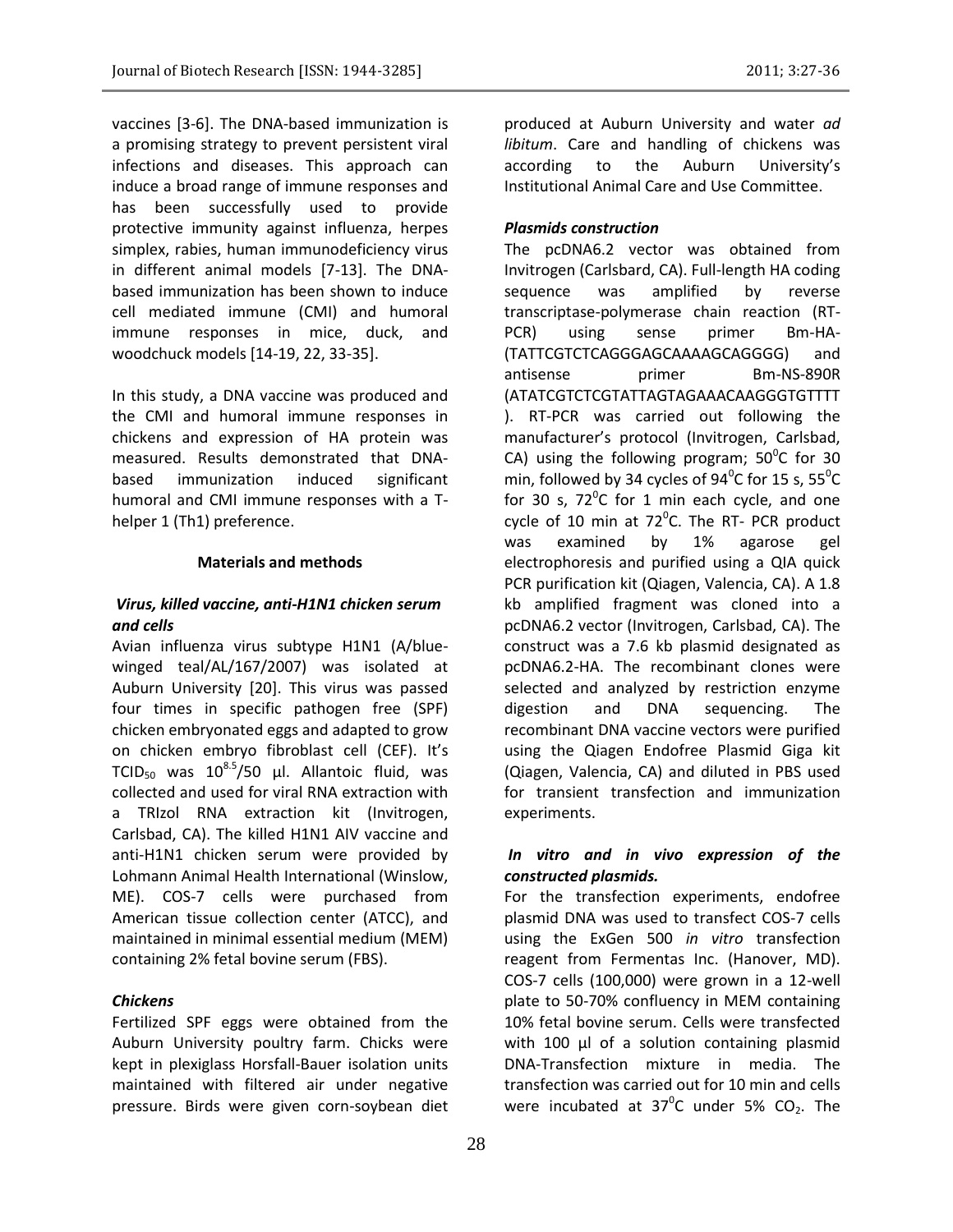vaccines [3-6]. The DNA-based immunization is a promising strategy to prevent persistent viral infections and diseases. This approach can induce a broad range of immune responses and has been successfully used to provide protective immunity against influenza, herpes simplex, rabies, human immunodeficiency virus in different animal models [7-13]. The DNA-based immunization has been shown to induce cell mediated immune (CMI) and humoral immune responses in mice, duck, and woodchuck models [14-19, 22, 33-35].

In this study, a DNA vaccine was produced and the CMI and humoral immune responses in chickens and expression of HA protein was measured. Results demonstrated that DNA-based immunization induced significant humoral and CMI immune responses with a T-helper 1 (Th1) preference.

## Materials and methods

### *Virus, killed vaccine, anti-H1N1 chicken serum and cells*

Avian influenza virus subtype H1N1 (A/blue-winged teal/AL/167/2007) was isolated at Auburn University [20]. This virus was passed four times in specific pathogen free (SPF) chicken embryonated eggs and adapted to grow on chicken embryo fibroblast cell (CEF). It's $TCID_{50}$ was $10^{8.5}$/50 µl. Allantoic fluid, was collected and used for viral RNA extraction with a TRIzol RNA extraction kit (Invitrogen, Carlsbad, CA). The killed H1N1 AIV vaccine and anti-H1N1 chicken serum were provided by Lohmann Animal Health International (Winslow, ME). COS-7 cells were purchased from American tissue collection center (ATCC), and maintained in minimal essential medium (MEM) containing 2% fetal bovine serum (FBS).

### *Chickens*

Fertilized SPF eggs were obtained from the Auburn University poultry farm. Chicks were kept in plexiglass Horsfall-Bauer isolation units maintained with filtered air under negative pressure. Birds were given corn-soybean diet produced at Auburn University and water *ad libitum*. Care and handling of chickens was according to the Auburn University's Institutional Animal Care and Use Committee.

### *Plasmids construction*

The pcDNA6.2 vector was obtained from Invitrogen (Carlsbard, CA). Full-length HA coding sequence was amplified by reverse transcriptase-polymerase chain reaction (RT-PCR) using sense primer Bm-HA-(TATTCGTCTCAGGGAGCAAAAGCAGGGG) and antisense primer Bm-NS-890R (ATATCGTCTCGTATTAGTAGAAACAAGGGTGTTTT). RT-PCR was carried out following the manufacturer's protocol (Invitrogen, Carlsbad, CA) using the following program; $50^0$C for 30 min, followed by 34 cycles of $94^0$C for 15 s, $55^0$C for 30 s, $72^0$C for 1 min each cycle, and one cycle of 10 min at $72^0$C. The RT- PCR product was examined by 1% agarose gel electrophoresis and purified using a QIA quick PCR purification kit (Qiagen, Valencia, CA). A 1.8 kb amplified fragment was cloned into a pcDNA6.2 vector (Invitrogen, Carlsbad, CA). The construct was a 7.6 kb plasmid designated as pcDNA6.2-HA. The recombinant clones were selected and analyzed by restriction enzyme digestion and DNA sequencing. The recombinant DNA vaccine vectors were purified using the Qiagen Endofree Plasmid Giga kit (Qiagen, Valencia, CA) and diluted in PBS used for transient transfection and immunization experiments.

### *In vitro and in vivo expression of the constructed plasmids.*

For the transfection experiments, endofree plasmid DNA was used to transfect COS-7 cells using the ExGen 500 *in vitro* transfection reagent from Fermentas Inc. (Hanover, MD). COS-7 cells (100,000) were grown in a 12-well plate to 50-70% confluency in MEM containing 10% fetal bovine serum. Cells were transfected with 100 µl of a solution containing plasmid DNA-Transfection mixture in media. The transfection was carried out for 10 min and cells were incubated at $37^0$C under 5% $CO_2$. The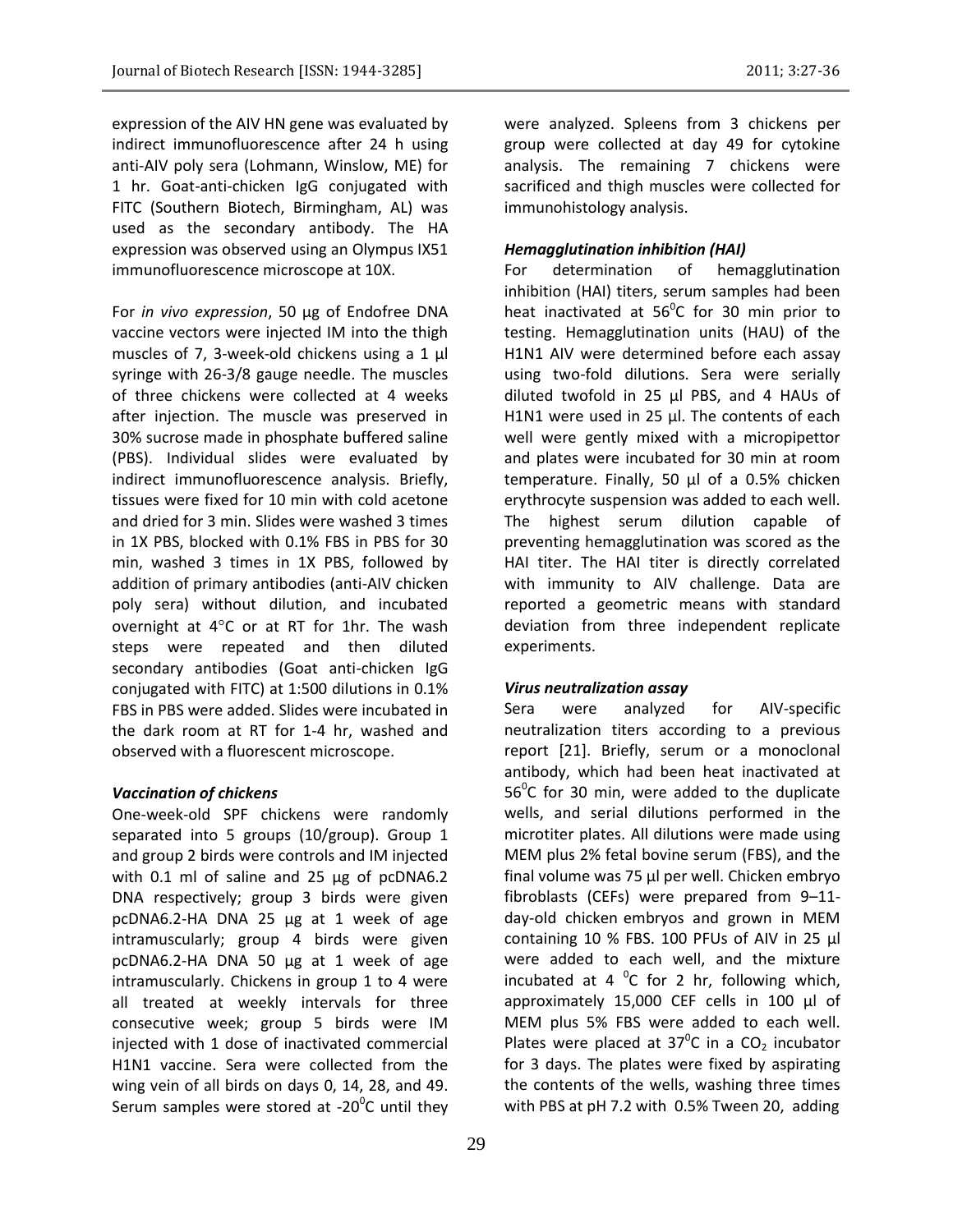expression of the AIV HN gene was evaluated by indirect immunofluorescence after 24 h using anti-AIV poly sera (Lohmann, Winslow, ME) for 1 hr. Goat-anti-chicken IgG conjugated with FITC (Southern Biotech, Birmingham, AL) was used as the secondary antibody. The HA expression was observed using an Olympus IX51 immunofluorescence microscope at 10X.

For *in vivo expression*, 50 µg of Endofree DNA vaccine vectors were injected IM into the thigh muscles of 7, 3-week-old chickens using a 1 µl syringe with 26-3/8 gauge needle. The muscles of three chickens were collected at 4 weeks after injection. The muscle was preserved in 30% sucrose made in phosphate buffered saline (PBS). Individual slides were evaluated by indirect immunofluorescence analysis. Briefly, tissues were fixed for 10 min with cold acetone and dried for 3 min. Slides were washed 3 times in 1X PBS, blocked with 0.1% FBS in PBS for 30 min, washed 3 times in 1X PBS, followed by addition of primary antibodies (anti-AIV chicken poly sera) without dilution, and incubated overnight at 4°C or at RT for 1hr. The wash steps were repeated and then diluted secondary antibodies (Goat anti-chicken IgG conjugated with FITC) at 1:500 dilutions in 0.1% FBS in PBS were added. Slides were incubated in the dark room at RT for 1-4 hr, washed and observed with a fluorescent microscope.

### *Vaccination of chickens*

One-week-old SPF chickens were randomly separated into 5 groups (10/group). Group 1 and group 2 birds were controls and IM injected with 0.1 ml of saline and 25 µg of pcDNA6.2 DNA respectively; group 3 birds were given pcDNA6.2-HA DNA 25 µg at 1 week of age intramuscularly; group 4 birds were given pcDNA6.2-HA DNA 50 µg at 1 week of age intramuscularly. Chickens in group 1 to 4 were all treated at weekly intervals for three consecutive week; group 5 birds were IM injected with 1 dose of inactivated commercial H1N1 vaccine. Sera were collected from the wing vein of all birds on days 0, 14, 28, and 49. Serum samples were stored at -20$^0$C until they were analyzed. Spleens from 3 chickens per group were collected at day 49 for cytokine analysis. The remaining 7 chickens were sacrificed and thigh muscles were collected for immunohistology analysis.

### *Hemagglutination inhibition (HAI)*

For determination of hemagglutination inhibition (HAI) titers, serum samples had been heat inactivated at 56$^0$C for 30 min prior to testing. Hemagglutination units (HAU) of the H1N1 AIV were determined before each assay using two-fold dilutions. Sera were serially diluted twofold in 25 µl PBS, and 4 HAUs of H1N1 were used in 25 µl. The contents of each well were gently mixed with a micropipettor and plates were incubated for 30 min at room temperature. Finally, 50 µl of a 0.5% chicken erythrocyte suspension was added to each well. The highest serum dilution capable of preventing hemagglutination was scored as the HAI titer. The HAI titer is directly correlated with immunity to AIV challenge. Data are reported a geometric means with standard deviation from three independent replicate experiments.

### *Virus neutralization assay*

Sera were analyzed for AIV-specific neutralization titers according to a previous report [21]. Briefly, serum or a monoclonal antibody, which had been heat inactivated at 56$^0$C for 30 min, were added to the duplicate wells, and serial dilutions performed in the microtiter plates. All dilutions were made using MEM plus 2% fetal bovine serum (FBS), and the final volume was 75 µl per well. Chicken embryo fibroblasts (CEFs) were prepared from 9–11-day-old chicken embryos and grown in MEM containing 10 % FBS. 100 PFUs of AIV in 25 µl were added to each well, and the mixture incubated at 4 $^0$C for 2 hr, following which, approximately 15,000 CEF cells in 100 µl of MEM plus 5% FBS were added to each well. Plates were placed at 37$^0$C in a $CO_2$ incubator for 3 days. The plates were fixed by aspirating the contents of the wells, washing three times with PBS at pH 7.2 with 0.5% Tween 20, adding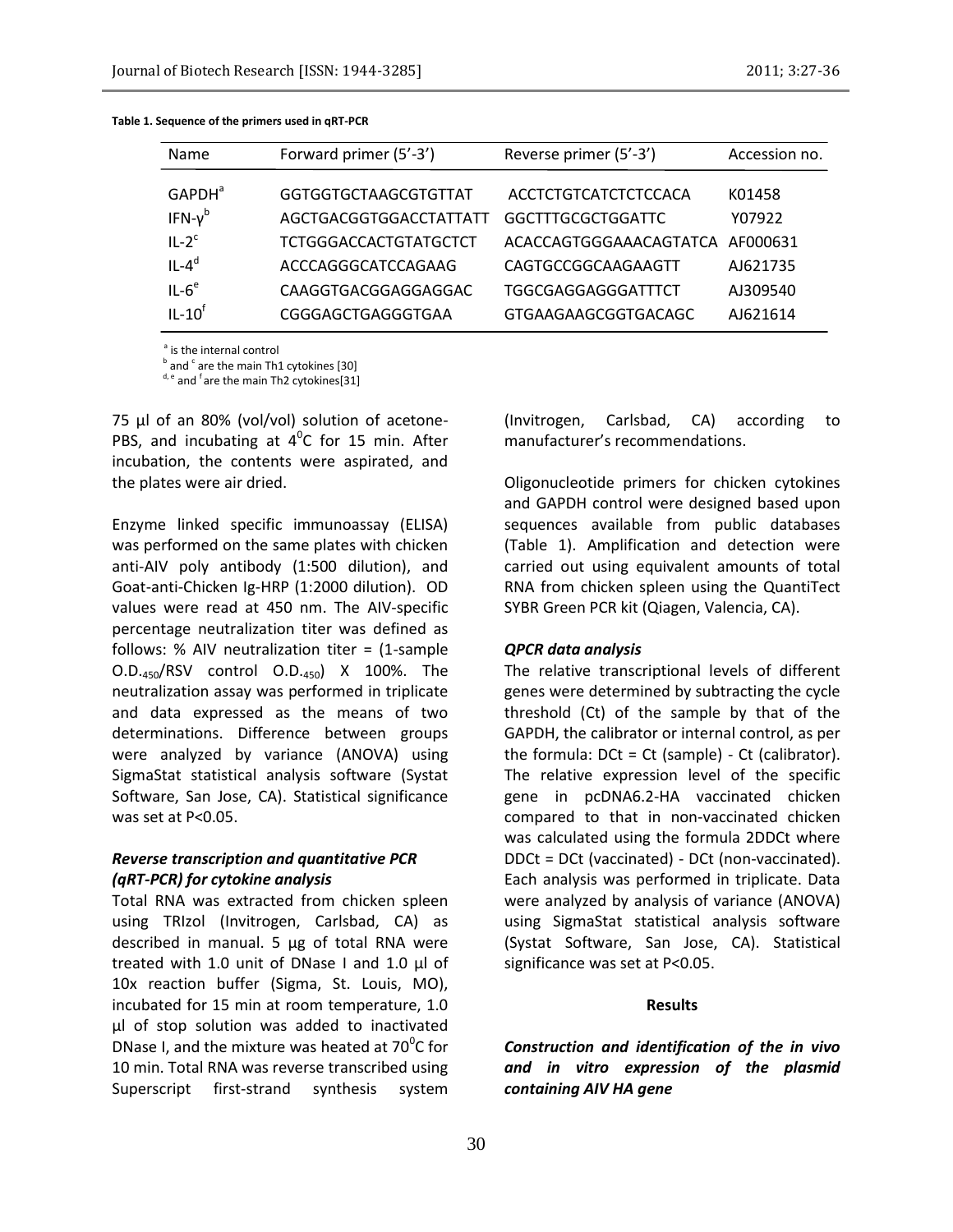**Table 1. Sequence of the primers used in qRT-PCR**

| Name | Forward primer (5'-3') | Reverse primer (5'-3') | Accession no. |
|---|---|---|---|
| GAPDH[a] | GGTGGTGCTAAGCGTGTTAT | ACCTCTGTCATCTCTCCACA | K01458 |
| IFN-γ[b] | AGCTGACGGTGGACCTATTATT | GGCTTTGCGCTGGATTC | Y07922 |
| IL-2[c] | TCTGGGACCACTGTATGCTCT | ACACCAGTGGGAAACAGTATCA | AF000631 |
| IL-4[d] | ACCCAGGGCATCCAGAAG | CAGTGCCGGCAAGAAGTT | AJ621735 |
| IL-6[e] | CAAGGTGACGGAGGAGGAC | TGGCGAGGAGGGATTTCT | AJ309540 |
| IL-10[f] | CGGGAGCTGAGGGTGAA | GTGAAGAAGCGGTGACAGC | AJ621614 |

[a] is the internal control
[b] and [c] are the main Th1 cytokines [30]
[d, e] and [f] are the main Th2 cytokines[31]

75 µl of an 80% (vol/vol) solution of acetone-PBS, and incubating at $4^0$C for 15 min. After incubation, the contents were aspirated, and the plates were air dried.

Enzyme linked specific immunoassay (ELISA) was performed on the same plates with chicken anti-AIV poly antibody (1:500 dilution), and Goat-anti-Chicken Ig-HRP (1:2000 dilution). OD values were read at 450 nm. The AIV-specific percentage neutralization titer was defined as follows: % AIV neutralization titer = (1-sample $O.D._{450}$/RSV control $O.D._{450}$) X 100%. The neutralization assay was performed in triplicate and data expressed as the means of two determinations. Difference between groups were analyzed by variance (ANOVA) using SigmaStat statistical analysis software (Systat Software, San Jose, CA). Statistical significance was set at P<0.05.

### *Reverse transcription and quantitative PCR (qRT-PCR) for cytokine analysis*

Total RNA was extracted from chicken spleen using TRIzol (Invitrogen, Carlsbad, CA) as described in manual. 5 µg of total RNA were treated with 1.0 unit of DNase I and 1.0 µl of 10x reaction buffer (Sigma, St. Louis, MO), incubated for 15 min at room temperature, 1.0 µl of stop solution was added to inactivated DNase I, and the mixture was heated at $70^0$C for 10 min. Total RNA was reverse transcribed using Superscript first-strand synthesis system (Invitrogen, Carlsbad, CA) according to manufacturer's recommendations.

Oligonucleotide primers for chicken cytokines and GAPDH control were designed based upon sequences available from public databases (Table 1). Amplification and detection were carried out using equivalent amounts of total RNA from chicken spleen using the QuantiTect SYBR Green PCR kit (Qiagen, Valencia, CA).

### *QPCR data analysis*

The relative transcriptional levels of different genes were determined by subtracting the cycle threshold (Ct) of the sample by that of the GAPDH, the calibrator or internal control, as per the formula: DCt = Ct (sample) - Ct (calibrator). The relative expression level of the specific gene in pcDNA6.2-HA vaccinated chicken compared to that in non-vaccinated chicken was calculated using the formula 2DDCt where DDCt = DCt (vaccinated) - DCt (non-vaccinated). Each analysis was performed in triplicate. Data were analyzed by analysis of variance (ANOVA) using SigmaStat statistical analysis software (Systat Software, San Jose, CA). Statistical significance was set at P<0.05.

## Results

### *Construction and identification of the in vivo and in vitro expression of the plasmid containing AIV HA gene*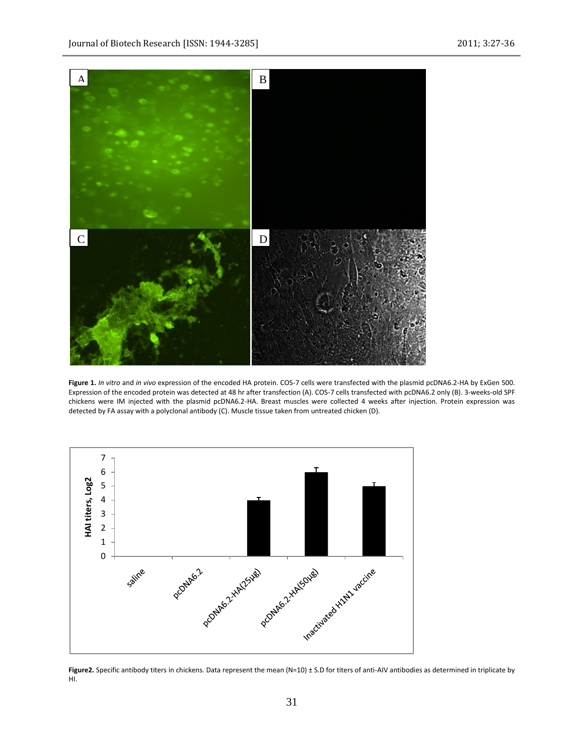**Figure 1.** *In vitro* and *in vivo* expression of the encoded HA protein. COS-7 cells were transfected with the plasmid pcDNA6.2-HA by ExGen 500. Expression of the encoded protein was detected at 48 hr after transfection (A). COS-7 cells transfected with pcDNA6.2 only (B). 3-weeks-old SPF chickens were IM injected with the plasmid pcDNA6.2-HA. Breast muscles were collected 4 weeks after injection. Protein expression was detected by FA assay with a polyclonal antibody (C). Muscle tissue taken from untreated chicken (D).

**Figure2.** Specific antibody titers in chickens. Data represent the mean (N=10) ± S.D for titers of anti-AIV antibodies as determined in triplicate by HI.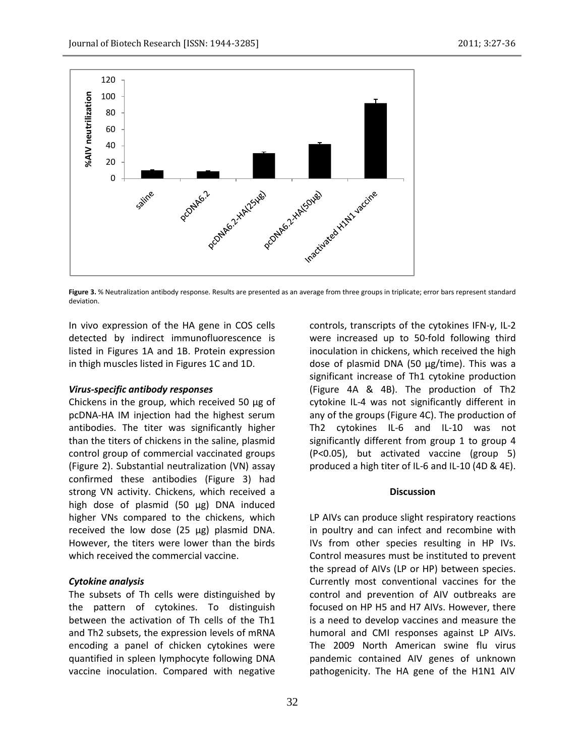Figure 3. % Neutralization antibody response. Results are presented as an average from three groups in triplicate; error bars represent standard deviation.

In vivo expression of the HA gene in COS cells detected by indirect immunofluorescence is listed in Figures 1A and 1B. Protein expression in thigh muscles listed in Figures 1C and 1D.

### *Virus-specific antibody responses*

Chickens in the group, which received 50 µg of pcDNA-HA IM injection had the highest serum antibodies. The titer was significantly higher than the titers of chickens in the saline, plasmid control group of commercial vaccinated groups (Figure 2). Substantial neutralization (VN) assay confirmed these antibodies (Figure 3) had strong VN activity. Chickens, which received a high dose of plasmid (50 µg) DNA induced higher VNs compared to the chickens, which received the low dose (25 µg) plasmid DNA. However, the titers were lower than the birds which received the commercial vaccine.

### *Cytokine analysis*

The subsets of Th cells were distinguished by the pattern of cytokines. To distinguish between the activation of Th cells of the Th1 and Th2 subsets, the expression levels of mRNA encoding a panel of chicken cytokines were quantified in spleen lymphocyte following DNA vaccine inoculation. Compared with negative controls, transcripts of the cytokines IFN-γ, IL-2 were increased up to 50-fold following third inoculation in chickens, which received the high dose of plasmid DNA (50 µg/time). This was a significant increase of Th1 cytokine production (Figure 4A & 4B). The production of Th2 cytokine IL-4 was not significantly different in any of the groups (Figure 4C). The production of Th2 cytokines IL-6 and IL-10 was not significantly different from group 1 to group 4 ($P<0.05$), but activated vaccine (group 5) produced a high titer of IL-6 and IL-10 (4D & 4E).

## Discussion

LP AIVs can produce slight respiratory reactions in poultry and can infect and recombine with IVs from other species resulting in HP IVs. Control measures must be instituted to prevent the spread of AIVs (LP or HP) between species. Currently most conventional vaccines for the control and prevention of AIV outbreaks are focused on HP H5 and H7 AIVs. However, there is a need to develop vaccines and measure the humoral and CMI responses against LP AIVs. The 2009 North American swine flu virus pandemic contained AIV genes of unknown pathogenicity. The HA gene of the H1N1 AIV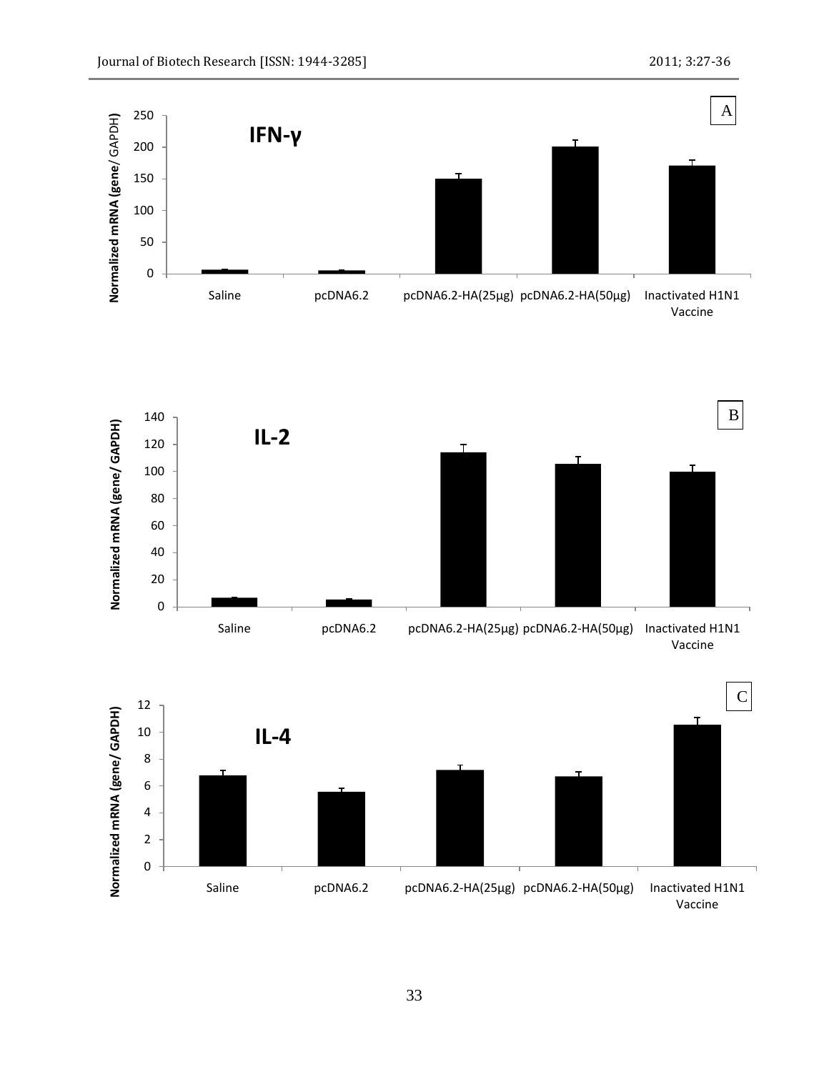A

**IFN-γ**

Normalized mRNA (gene/ GAPDH)

Saline | pcDNA6.2 | pcDNA6.2-HA(25µg) | pcDNA6.2-HA(50µg) | Inactivated H1N1 Vaccine

B

**IL-2**

Normalized mRNA (gene/ GAPDH)

Saline | pcDNA6.2 | pcDNA6.2-HA(25µg) | pcDNA6.2-HA(50µg) | Inactivated H1N1 Vaccine

C

**IL-4**

Normalized mRNA (gene/ GAPDH)

Saline | pcDNA6.2 | pcDNA6.2-HA(25µg) | pcDNA6.2-HA(50µg) | Inactivated H1N1 Vaccine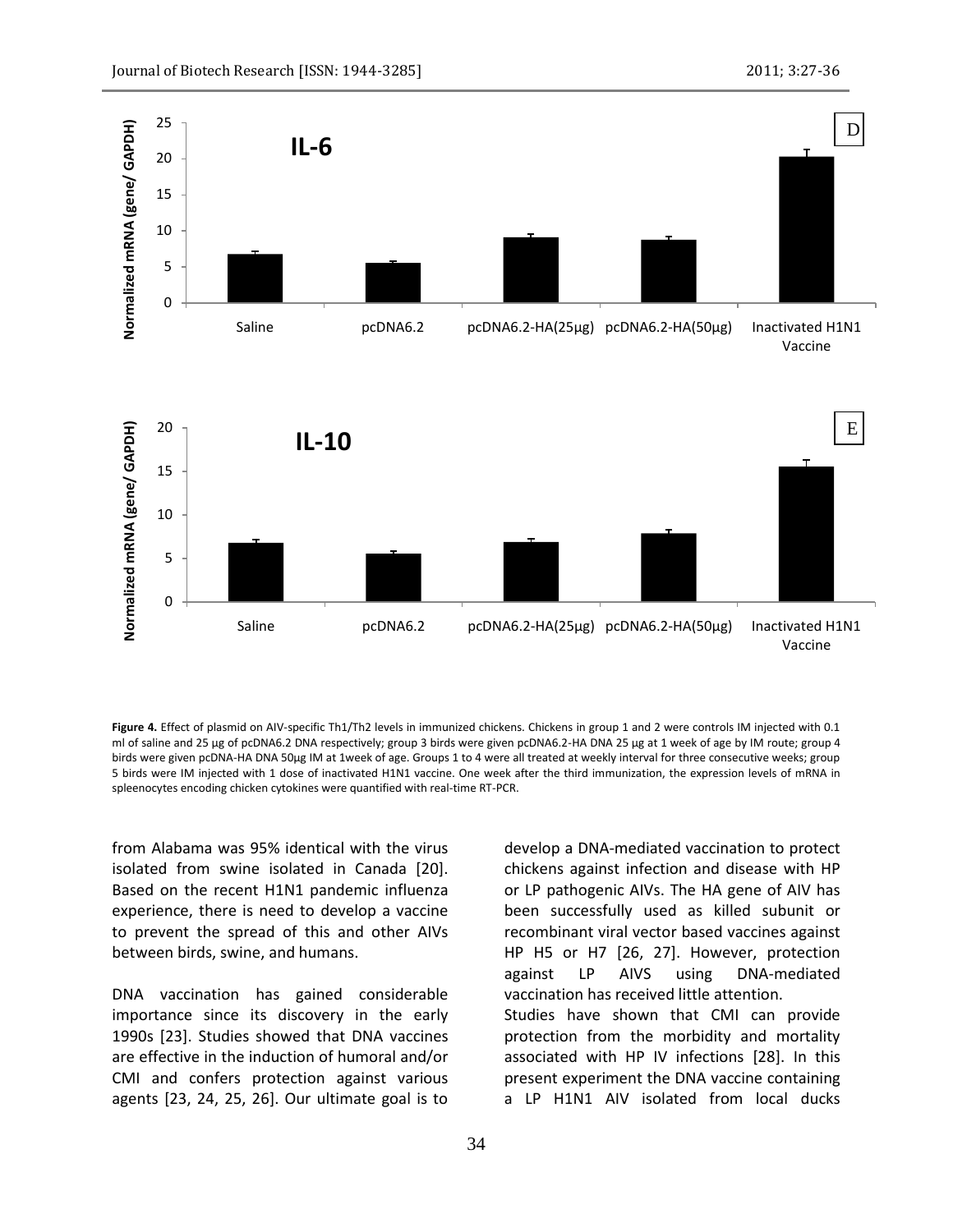**Figure 4.** Effect of plasmid on AIV-specific Th1/Th2 levels in immunized chickens. Chickens in group 1 and 2 were controls IM injected with 0.1 ml of saline and 25 µg of pcDNA6.2 DNA respectively; group 3 birds were given pcDNA6.2-HA DNA 25 µg at 1 week of age by IM route; group 4 birds were given pcDNA-HA DNA 50µg IM at 1week of age. Groups 1 to 4 were all treated at weekly interval for three consecutive weeks; group 5 birds were IM injected with 1 dose of inactivated H1N1 vaccine. One week after the third immunization, the expression levels of mRNA in spleenocytes encoding chicken cytokines were quantified with real-time RT-PCR.

from Alabama was 95% identical with the virus isolated from swine isolated in Canada [20]. Based on the recent H1N1 pandemic influenza experience, there is need to develop a vaccine to prevent the spread of this and other AIVs between birds, swine, and humans.

DNA vaccination has gained considerable importance since its discovery in the early 1990s [23]. Studies showed that DNA vaccines are effective in the induction of humoral and/or CMI and confers protection against various agents [23, 24, 25, 26]. Our ultimate goal is to develop a DNA-mediated vaccination to protect chickens against infection and disease with HP or LP pathogenic AIVs. The HA gene of AIV has been successfully used as killed subunit or recombinant viral vector based vaccines against HP H5 or H7 [26, 27]. However, protection against LP AIVS using DNA-mediated vaccination has received little attention.

Studies have shown that CMI can provide protection from the morbidity and mortality associated with HP IV infections [28]. In this present experiment the DNA vaccine containing a LP H1N1 AIV isolated from local ducks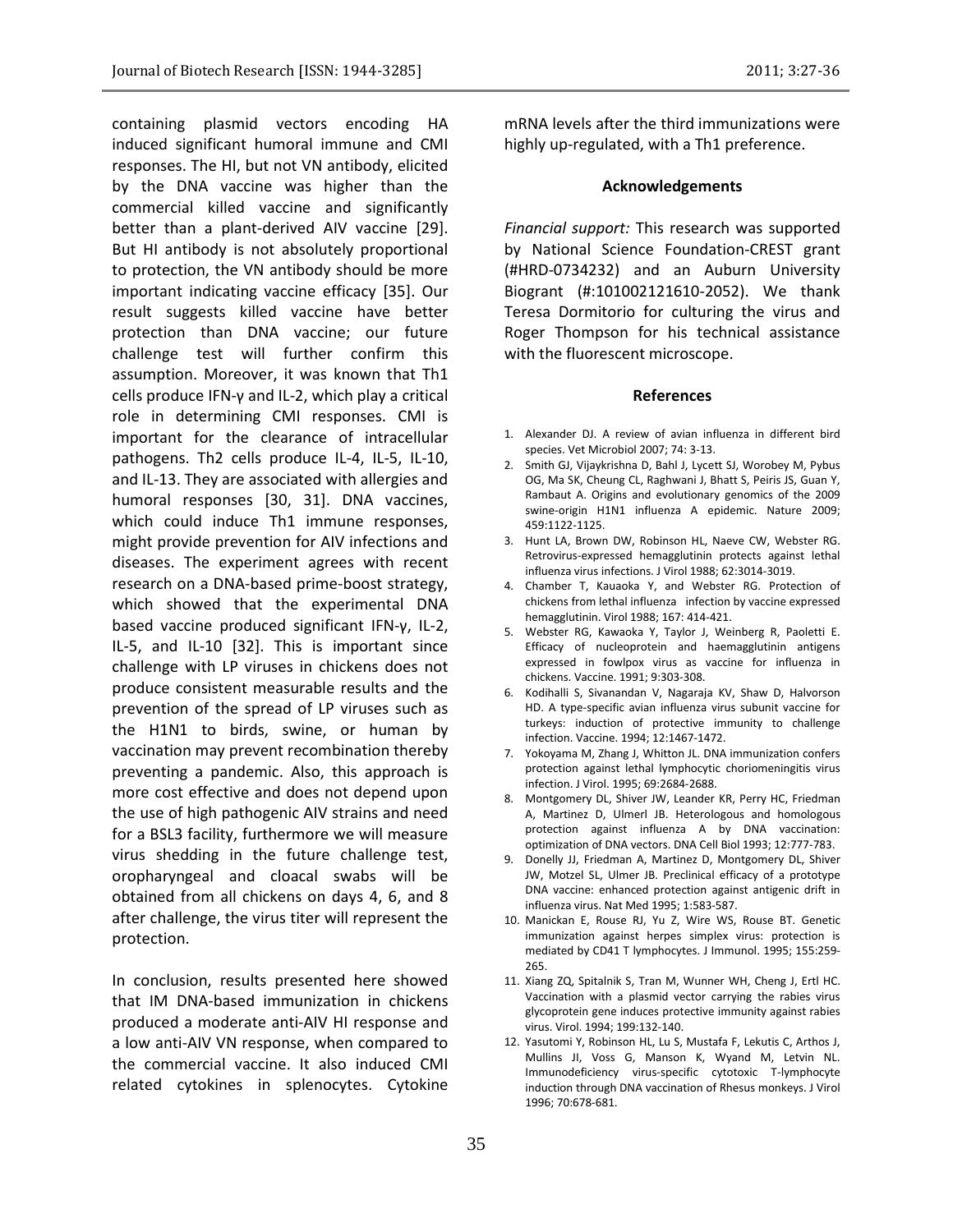containing plasmid vectors encoding HA induced significant humoral immune and CMI responses. The HI, but not VN antibody, elicited by the DNA vaccine was higher than the commercial killed vaccine and significantly better than a plant-derived AIV vaccine [29]. But HI antibody is not absolutely proportional to protection, the VN antibody should be more important indicating vaccine efficacy [35]. Our result suggests killed vaccine have better protection than DNA vaccine; our future challenge test will further confirm this assumption. Moreover, it was known that Th1 cells produce IFN-γ and IL-2, which play a critical role in determining CMI responses. CMI is important for the clearance of intracellular pathogens. Th2 cells produce IL-4, IL-5, IL-10, and IL-13. They are associated with allergies and humoral responses [30, 31]. DNA vaccines, which could induce Th1 immune responses, might provide prevention for AIV infections and diseases. The experiment agrees with recent research on a DNA-based prime-boost strategy, which showed that the experimental DNA based vaccine produced significant IFN-γ, IL-2, IL-5, and IL-10 [32]. This is important since challenge with LP viruses in chickens does not produce consistent measurable results and the prevention of the spread of LP viruses such as the H1N1 to birds, swine, or human by vaccination may prevent recombination thereby preventing a pandemic. Also, this approach is more cost effective and does not depend upon the use of high pathogenic AIV strains and need for a BSL3 facility, furthermore we will measure virus shedding in the future challenge test, oropharyngeal and cloacal swabs will be obtained from all chickens on days 4, 6, and 8 after challenge, the virus titer will represent the protection.

In conclusion, results presented here showed that IM DNA-based immunization in chickens produced a moderate anti-AIV HI response and a low anti-AIV VN response, when compared to the commercial vaccine. It also induced CMI related cytokines in splenocytes. Cytokine mRNA levels after the third immunizations were highly up-regulated, with a Th1 preference.

## Acknowledgements

*Financial support:* This research was supported by National Science Foundation-CREST grant (#HRD-0734232) and an Auburn University Biogrant (#:101002121610-2052). We thank Teresa Dormitorio for culturing the virus and Roger Thompson for his technical assistance with the fluorescent microscope.

## References

1. Alexander DJ. A review of avian influenza in different bird species. Vet Microbiol 2007; 74: 3-13.
2. Smith GJ, Vijaykrishna D, Bahl J, Lycett SJ, Worobey M, Pybus OG, Ma SK, Cheung CL, Raghwani J, Bhatt S, Peiris JS, Guan Y, Rambaut A. Origins and evolutionary genomics of the 2009 swine-origin H1N1 influenza A epidemic. Nature 2009; 459:1122-1125.
3. Hunt LA, Brown DW, Robinson HL, Naeve CW, Webster RG. Retrovirus-expressed hemagglutinin protects against lethal influenza virus infections. J Virol 1988; 62:3014-3019.
4. Chamber T, Kauaoka Y, and Webster RG. Protection of chickens from lethal influenza infection by vaccine expressed hemagglutinin. Virol 1988; 167: 414-421.
5. Webster RG, Kawaoka Y, Taylor J, Weinberg R, Paoletti E. Efficacy of nucleoprotein and haemagglutinin antigens expressed in fowlpox virus as vaccine for influenza in chickens. Vaccine. 1991; 9:303-308.
6. Kodihalli S, Sivanandan V, Nagaraja KV, Shaw D, Halvorson HD. A type-specific avian influenza virus subunit vaccine for turkeys: induction of protective immunity to challenge infection. Vaccine. 1994; 12:1467-1472.
7. Yokoyama M, Zhang J, Whitton JL. DNA immunization confers protection against lethal lymphocytic choriomeningitis virus infection. J Virol. 1995; 69:2684-2688.
8. Montgomery DL, Shiver JW, Leander KR, Perry HC, Friedman A, Martinez D, Ulmerl JB. Heterologous and homologous protection against influenza A by DNA vaccination: optimization of DNA vectors. DNA Cell Biol 1993; 12:777-783.
9. Donelly JJ, Friedman A, Martinez D, Montgomery DL, Shiver JW, Motzel SL, Ulmer JB. Preclinical efficacy of a prototype DNA vaccine: enhanced protection against antigenic drift in influenza virus. Nat Med 1995; 1:583-587.
10. Manickan E, Rouse RJ, Yu Z, Wire WS, Rouse BT. Genetic immunization against herpes simplex virus: protection is mediated by CD41 T lymphocytes. J Immunol. 1995; 155:259-265.
11. Xiang ZQ, Spitalnik S, Tran M, Wunner WH, Cheng J, Ertl HC. Vaccination with a plasmid vector carrying the rabies virus glycoprotein gene induces protective immunity against rabies virus. Virol. 1994; 199:132-140.
12. Yasutomi Y, Robinson HL, Lu S, Mustafa F, Lekutis C, Arthos J, Mullins JI, Voss G, Manson K, Wyand M, Letvin NL. Immunodeficiency virus-specific cytotoxic T-lymphocyte induction through DNA vaccination of Rhesus monkeys. J Virol 1996; 70:678-681.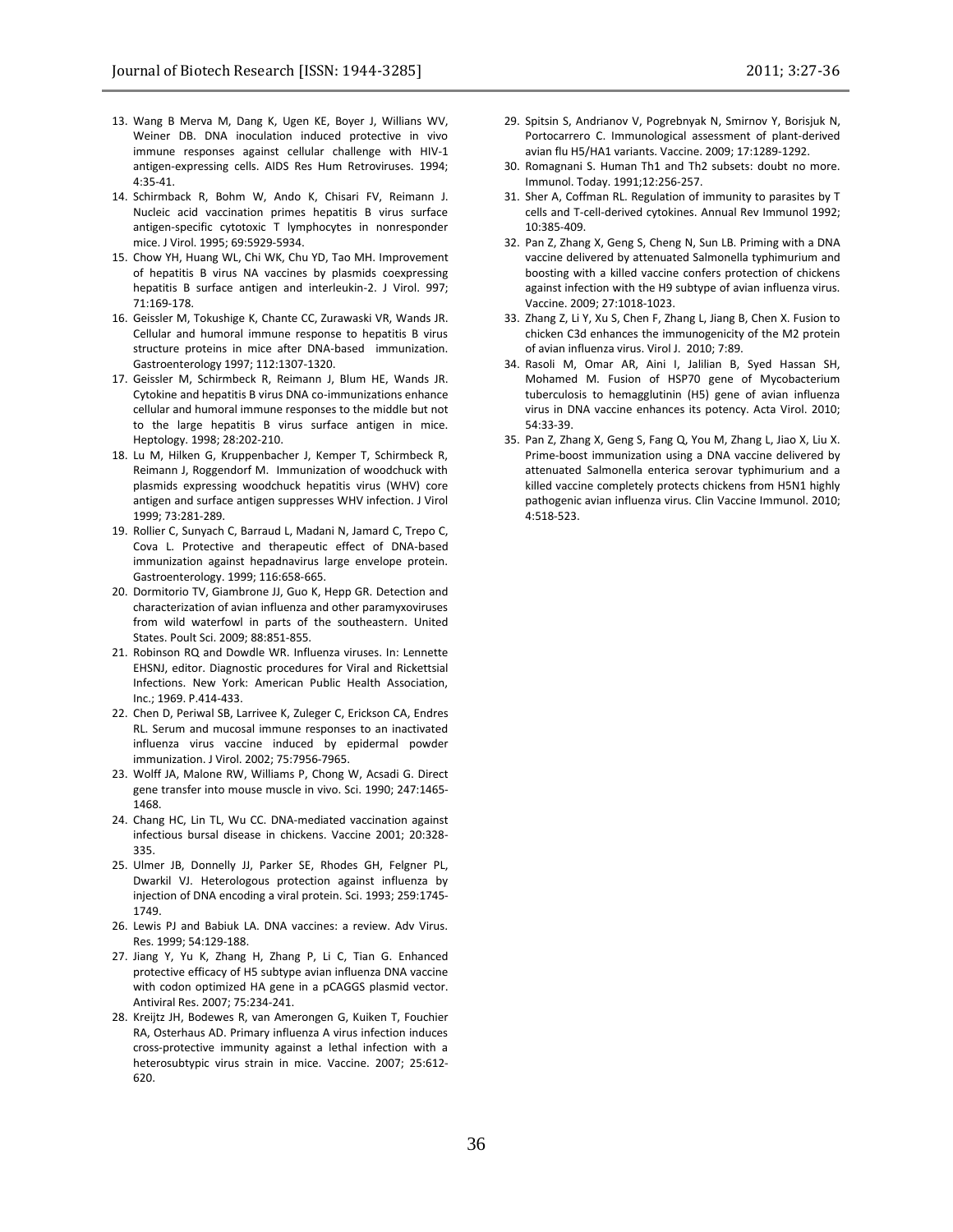13. Wang B Merva M, Dang K, Ugen KE, Boyer J, Willians WV, Weiner DB. DNA inoculation induced protective in vivo immune responses against cellular challenge with HIV-1 antigen-expressing cells. AIDS Res Hum Retroviruses. 1994; 4:35-41.
14. Schirmback R, Bohm W, Ando K, Chisari FV, Reimann J. Nucleic acid vaccination primes hepatitis B virus surface antigen-specific cytotoxic T lymphocytes in nonresponder mice. J Virol. 1995; 69:5929-5934.
15. Chow YH, Huang WL, Chi WK, Chu YD, Tao MH. Improvement of hepatitis B virus NA vaccines by plasmids coexpressing hepatitis B surface antigen and interleukin-2. J Virol. 997; 71:169-178.
16. Geissler M, Tokushige K, Chante CC, Zurawaski VR, Wands JR. Cellular and humoral immune response to hepatitis B virus structure proteins in mice after DNA-based immunization. Gastroenterology 1997; 112:1307-1320.
17. Geissler M, Schirmbeck R, Reimann J, Blum HE, Wands JR. Cytokine and hepatitis B virus DNA co-immunizations enhance cellular and humoral immune responses to the middle but not to the large hepatitis B virus surface antigen in mice. Heptology. 1998; 28:202-210.
18. Lu M, Hilken G, Kruppenbacher J, Kemper T, Schirmbeck R, Reimann J, Roggendorf M. Immunization of woodchuck with plasmids expressing woodchuck hepatitis virus (WHV) core antigen and surface antigen suppresses WHV infection. J Virol 1999; 73:281-289.
19. Rollier C, Sunyach C, Barraud L, Madani N, Jamard C, Trepo C, Cova L. Protective and therapeutic effect of DNA-based immunization against hepadnavirus large envelope protein. Gastroenterology. 1999; 116:658-665.
20. Dormitorio TV, Giambrone JJ, Guo K, Hepp GR. Detection and characterization of avian influenza and other paramyxoviruses from wild waterfowl in parts of the southeastern. United States. Poult Sci. 2009; 88:851-855.
21. Robinson RQ and Dowdle WR. Influenza viruses. In: Lennette EHSNJ, editor. Diagnostic procedures for Viral and Rickettsial Infections. New York: American Public Health Association, Inc.; 1969. P.414-433.
22. Chen D, Periwal SB, Larrivee K, Zuleger C, Erickson CA, Endres RL. Serum and mucosal immune responses to an inactivated influenza virus vaccine induced by epidermal powder immunization. J Virol. 2002; 75:7956-7965.
23. Wolff JA, Malone RW, Williams P, Chong W, Acsadi G. Direct gene transfer into mouse muscle in vivo. Sci. 1990; 247:1465-1468.
24. Chang HC, Lin TL, Wu CC. DNA-mediated vaccination against infectious bursal disease in chickens. Vaccine 2001; 20:328-335.
25. Ulmer JB, Donnelly JJ, Parker SE, Rhodes GH, Felgner PL, Dwarkil VJ. Heterologous protection against influenza by injection of DNA encoding a viral protein. Sci. 1993; 259:1745-1749.
26. Lewis PJ and Babiuk LA. DNA vaccines: a review. Adv Virus. Res. 1999; 54:129-188.
27. Jiang Y, Yu K, Zhang H, Zhang P, Li C, Tian G. Enhanced protective efficacy of H5 subtype avian influenza DNA vaccine with codon optimized HA gene in a pCAGGS plasmid vector. Antiviral Res. 2007; 75:234-241.
28. Kreijtz JH, Bodewes R, van Amerongen G, Kuiken T, Fouchier RA, Osterhaus AD. Primary influenza A virus infection induces cross-protective immunity against a lethal infection with a heterosubtypic virus strain in mice. Vaccine. 2007; 25:612-620.
29. Spitsin S, Andrianov V, Pogrebnyak N, Smirnov Y, Borisjuk N, Portocarrero C. Immunological assessment of plant-derived avian flu H5/HA1 variants. Vaccine. 2009; 17:1289-1292.
30. Romagnani S. Human Th1 and Th2 subsets: doubt no more. Immunol. Today. 1991;12:256-257.
31. Sher A, Coffman RL. Regulation of immunity to parasites by T cells and T-cell-derived cytokines. Annual Rev Immunol 1992; 10:385-409.
32. Pan Z, Zhang X, Geng S, Cheng N, Sun LB. Priming with a DNA vaccine delivered by attenuated Salmonella typhimurium and boosting with a killed vaccine confers protection of chickens against infection with the H9 subtype of avian influenza virus. Vaccine. 2009; 27:1018-1023.
33. Zhang Z, Li Y, Xu S, Chen F, Zhang L, Jiang B, Chen X. Fusion to chicken C3d enhances the immunogenicity of the M2 protein of avian influenza virus. Virol J. 2010; 7:89.
34. Rasoli M, Omar AR, Aini I, Jalilian B, Syed Hassan SH, Mohamed M. Fusion of HSP70 gene of Mycobacterium tuberculosis to hemagglutinin (H5) gene of avian influenza virus in DNA vaccine enhances its potency. Acta Virol. 2010; 54:33-39.
35. Pan Z, Zhang X, Geng S, Fang Q, You M, Zhang L, Jiao X, Liu X. Prime-boost immunization using a DNA vaccine delivered by attenuated Salmonella enterica serovar typhimurium and a killed vaccine completely protects chickens from H5N1 highly pathogenic avian influenza virus. Clin Vaccine Immunol. 2010; 4:518-523.